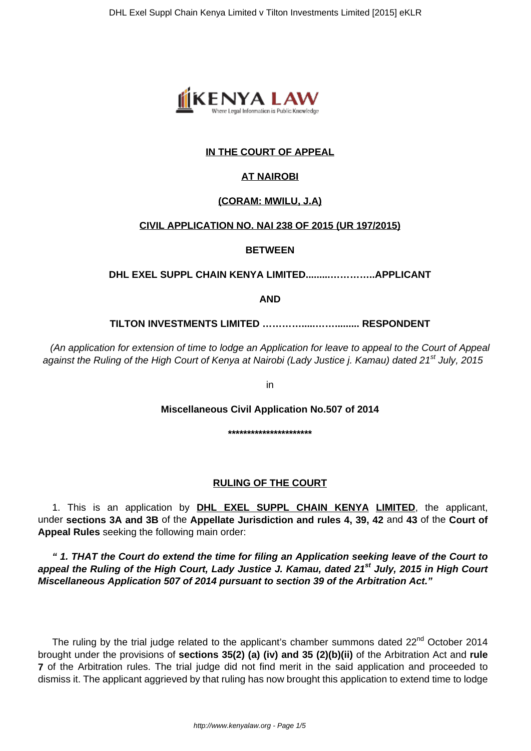**IN THE COURT OF APPEAL**

**AT NAIROBI**

**(CORAM: MWILU, J.A)**

**CIVIL APPLICATION NO. NAI 238 OF 2015 (UR 197/2015)**

**BETWEEN**

**DHL EXEL SUPPL CHAIN KENYA LIMITED.........…………..APPLICANT**

**AND**

**TILTON INVESTMENTS LIMITED …………....……......... RESPONDENT**

*(An application for extension of time to lodge an Application for leave to appeal to the Court of Appeal against the Ruling of the High Court of Kenya at Nairobi (Lady Justice j. Kamau) dated 21st July, 2015*

in

**Miscellaneous Civil Application No.507 of 2014**

**\*\*\*\*\*\*\*\*\*\*\*\*\*\*\*\*\*\*\*\*\*\***

**RULING OF THE COURT**

1. This is an application by **DHL EXEL SUPPL CHAIN KENYA LIMITED**, the applicant, under **sections 3A and 3B** of the **Appellate Jurisdiction and rules 4, 39, 42** and **43** of the **Court of Appeal Rules** seeking the following main order:

***" 1. THAT the Court do extend the time for filing an Application seeking leave of the Court to appeal the Ruling of the High Court, Lady Justice J. Kamau, dated 21st July, 2015 in High Court Miscellaneous Application 507 of 2014 pursuant to section 39 of the Arbitration Act."***

The ruling by the trial judge related to the applicant's chamber summons dated 22nd October 2014 brought under the provisions of **sections 35(2) (a) (iv) and 35 (2)(b)(ii)** of the Arbitration Act and **rule 7** of the Arbitration rules. The trial judge did not find merit in the said application and proceeded to dismiss it. The applicant aggrieved by that ruling has now brought this application to extend time to lodge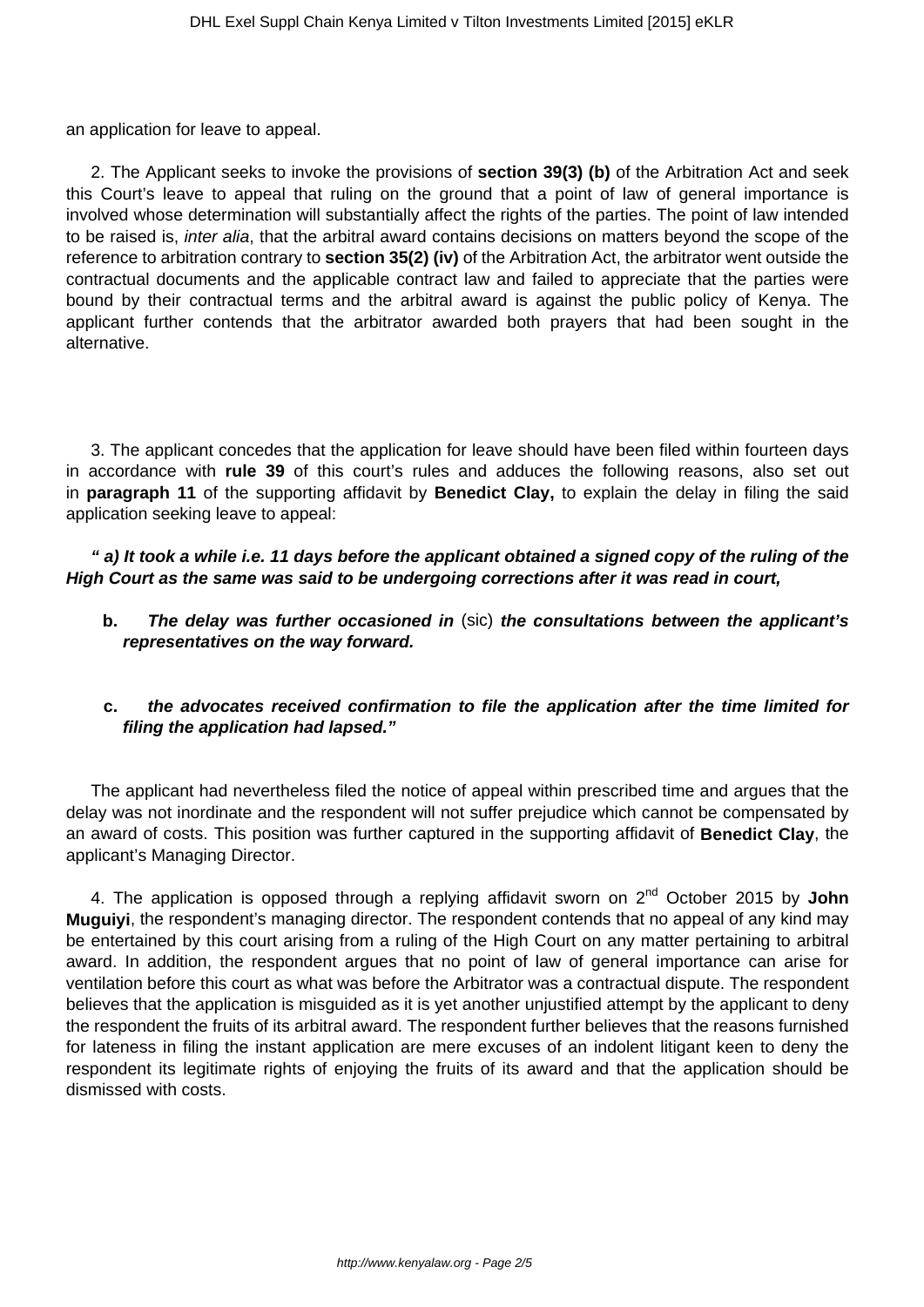an application for leave to appeal.

2. The Applicant seeks to invoke the provisions of **section 39(3) (b)** of the Arbitration Act and seek this Court's leave to appeal that ruling on the ground that a point of law of general importance is involved whose determination will substantially affect the rights of the parties. The point of law intended to be raised is, *inter alia*, that the arbitral award contains decisions on matters beyond the scope of the reference to arbitration contrary to **section 35(2) (iv)** of the Arbitration Act, the arbitrator went outside the contractual documents and the applicable contract law and failed to appreciate that the parties were bound by their contractual terms and the arbitral award is against the public policy of Kenya. The applicant further contends that the arbitrator awarded both prayers that had been sought in the alternative.

3. The applicant concedes that the application for leave should have been filed within fourteen days in accordance with **rule 39** of this court's rules and adduces the following reasons, also set out in **paragraph 11** of the supporting affidavit by **Benedict Clay,** to explain the delay in filing the said application seeking leave to appeal:

***" a) It took a while i.e. 11 days before the applicant obtained a signed copy of the ruling of the High Court as the same was said to be undergoing corrections after it was read in court,***

**b.** ***The delay was further occasioned in*** (sic) ***the consultations between the applicant's representatives on the way forward.***

**c.** ***the advocates received confirmation to file the application after the time limited for filing the application had lapsed."***

The applicant had nevertheless filed the notice of appeal within prescribed time and argues that the delay was not inordinate and the respondent will not suffer prejudice which cannot be compensated by an award of costs. This position was further captured in the supporting affidavit of **Benedict Clay**, the applicant's Managing Director.

4. The application is opposed through a replying affidavit sworn on 2nd October 2015 by **John Muguiyi**, the respondent's managing director. The respondent contends that no appeal of any kind may be entertained by this court arising from a ruling of the High Court on any matter pertaining to arbitral award. In addition, the respondent argues that no point of law of general importance can arise for ventilation before this court as what was before the Arbitrator was a contractual dispute. The respondent believes that the application is misguided as it is yet another unjustified attempt by the applicant to deny the respondent the fruits of its arbitral award. The respondent further believes that the reasons furnished for lateness in filing the instant application are mere excuses of an indolent litigant keen to deny the respondent its legitimate rights of enjoying the fruits of its award and that the application should be dismissed with costs.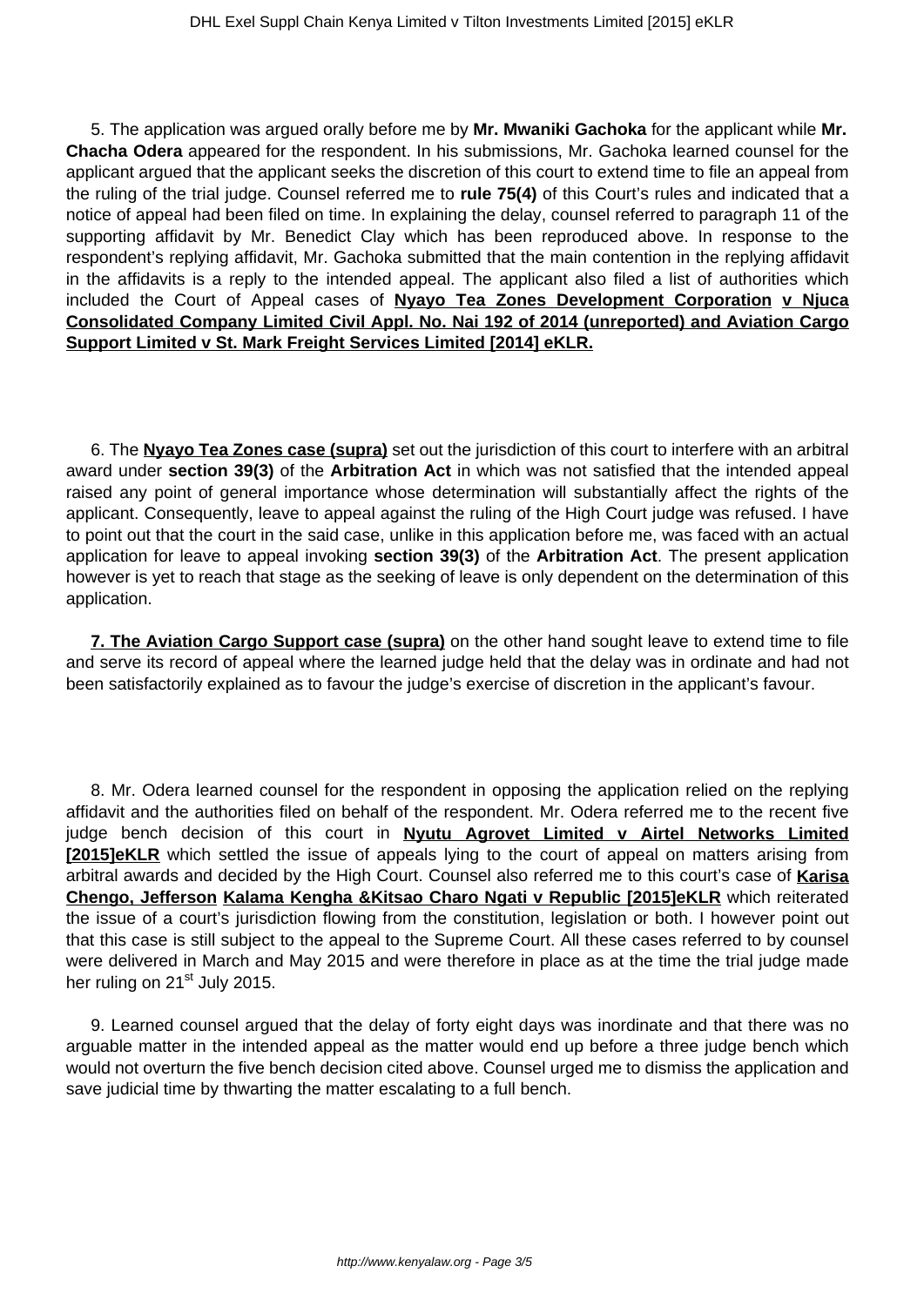5. The application was argued orally before me by **Mr. Mwaniki Gachoka** for the applicant while **Mr. Chacha Odera** appeared for the respondent. In his submissions, Mr. Gachoka learned counsel for the applicant argued that the applicant seeks the discretion of this court to extend time to file an appeal from the ruling of the trial judge. Counsel referred me to **rule 75(4)** of this Court's rules and indicated that a notice of appeal had been filed on time. In explaining the delay, counsel referred to paragraph 11 of the supporting affidavit by Mr. Benedict Clay which has been reproduced above. In response to the respondent's replying affidavit, Mr. Gachoka submitted that the main contention in the replying affidavit in the affidavits is a reply to the intended appeal. The applicant also filed a list of authorities which included the Court of Appeal cases of **Nyayo Tea Zones Development Corporation v Njuca Consolidated Company Limited Civil Appl. No. Nai 192 of 2014 (unreported) and Aviation Cargo Support Limited v St. Mark Freight Services Limited [2014] eKLR.**

6. The **Nyayo Tea Zones case (supra)** set out the jurisdiction of this court to interfere with an arbitral award under **section 39(3)** of the **Arbitration Act** in which was not satisfied that the intended appeal raised any point of general importance whose determination will substantially affect the rights of the applicant. Consequently, leave to appeal against the ruling of the High Court judge was refused. I have to point out that the court in the said case, unlike in this application before me, was faced with an actual application for leave to appeal invoking **section 39(3)** of the **Arbitration Act**. The present application however is yet to reach that stage as the seeking of leave is only dependent on the determination of this application.

**7. The Aviation Cargo Support case (supra)** on the other hand sought leave to extend time to file and serve its record of appeal where the learned judge held that the delay was in ordinate and had not been satisfactorily explained as to favour the judge's exercise of discretion in the applicant's favour.

8. Mr. Odera learned counsel for the respondent in opposing the application relied on the replying affidavit and the authorities filed on behalf of the respondent. Mr. Odera referred me to the recent five judge bench decision of this court in **Nyutu Agrovet Limited v Airtel Networks Limited [2015]eKLR** which settled the issue of appeals lying to the court of appeal on matters arising from arbitral awards and decided by the High Court. Counsel also referred me to this court's case of **Karisa Chengo, Jefferson Kalama Kengha &Kitsao Charo Ngati v Republic [2015]eKLR** which reiterated the issue of a court's jurisdiction flowing from the constitution, legislation or both. I however point out that this case is still subject to the appeal to the Supreme Court. All these cases referred to by counsel were delivered in March and May 2015 and were therefore in place as at the time the trial judge made her ruling on 21st July 2015.

9. Learned counsel argued that the delay of forty eight days was inordinate and that there was no arguable matter in the intended appeal as the matter would end up before a three judge bench which would not overturn the five bench decision cited above. Counsel urged me to dismiss the application and save judicial time by thwarting the matter escalating to a full bench.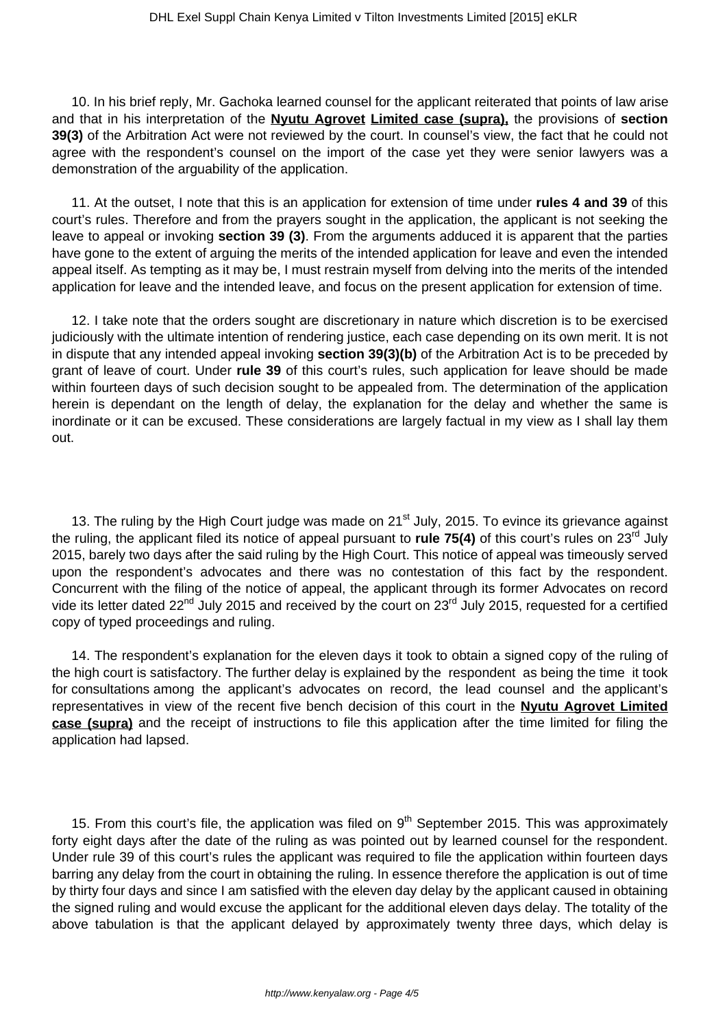10. In his brief reply, Mr. Gachoka learned counsel for the applicant reiterated that points of law arise and that in his interpretation of the **Nyutu Agrovet Limited case (supra),** the provisions of **section 39(3)** of the Arbitration Act were not reviewed by the court. In counsel's view, the fact that he could not agree with the respondent's counsel on the import of the case yet they were senior lawyers was a demonstration of the arguability of the application.

11. At the outset, I note that this is an application for extension of time under **rules 4 and 39** of this court's rules. Therefore and from the prayers sought in the application, the applicant is not seeking the leave to appeal or invoking **section 39 (3)**. From the arguments adduced it is apparent that the parties have gone to the extent of arguing the merits of the intended application for leave and even the intended appeal itself. As tempting as it may be, I must restrain myself from delving into the merits of the intended application for leave and the intended leave, and focus on the present application for extension of time.

12. I take note that the orders sought are discretionary in nature which discretion is to be exercised judiciously with the ultimate intention of rendering justice, each case depending on its own merit. It is not in dispute that any intended appeal invoking **section 39(3)(b)** of the Arbitration Act is to be preceded by grant of leave of court. Under **rule 39** of this court's rules, such application for leave should be made within fourteen days of such decision sought to be appealed from. The determination of the application herein is dependant on the length of delay, the explanation for the delay and whether the same is inordinate or it can be excused. These considerations are largely factual in my view as I shall lay them out.

13. The ruling by the High Court judge was made on 21st July, 2015. To evince its grievance against the ruling, the applicant filed its notice of appeal pursuant to **rule 75(4)** of this court's rules on 23rd July 2015, barely two days after the said ruling by the High Court. This notice of appeal was timeously served upon the respondent's advocates and there was no contestation of this fact by the respondent. Concurrent with the filing of the notice of appeal, the applicant through its former Advocates on record vide its letter dated 22nd July 2015 and received by the court on 23rd July 2015, requested for a certified copy of typed proceedings and ruling.

14. The respondent's explanation for the eleven days it took to obtain a signed copy of the ruling of the high court is satisfactory. The further delay is explained by the respondent as being the time it took for consultations among the applicant's advocates on record, the lead counsel and the applicant's representatives in view of the recent five bench decision of this court in the **Nyutu Agrovet Limited case (supra)** and the receipt of instructions to file this application after the time limited for filing the application had lapsed.

15. From this court's file, the application was filed on 9th September 2015. This was approximately forty eight days after the date of the ruling as was pointed out by learned counsel for the respondent. Under rule 39 of this court's rules the applicant was required to file the application within fourteen days barring any delay from the court in obtaining the ruling. In essence therefore the application is out of time by thirty four days and since I am satisfied with the eleven day delay by the applicant caused in obtaining the signed ruling and would excuse the applicant for the additional eleven days delay. The totality of the above tabulation is that the applicant delayed by approximately twenty three days, which delay is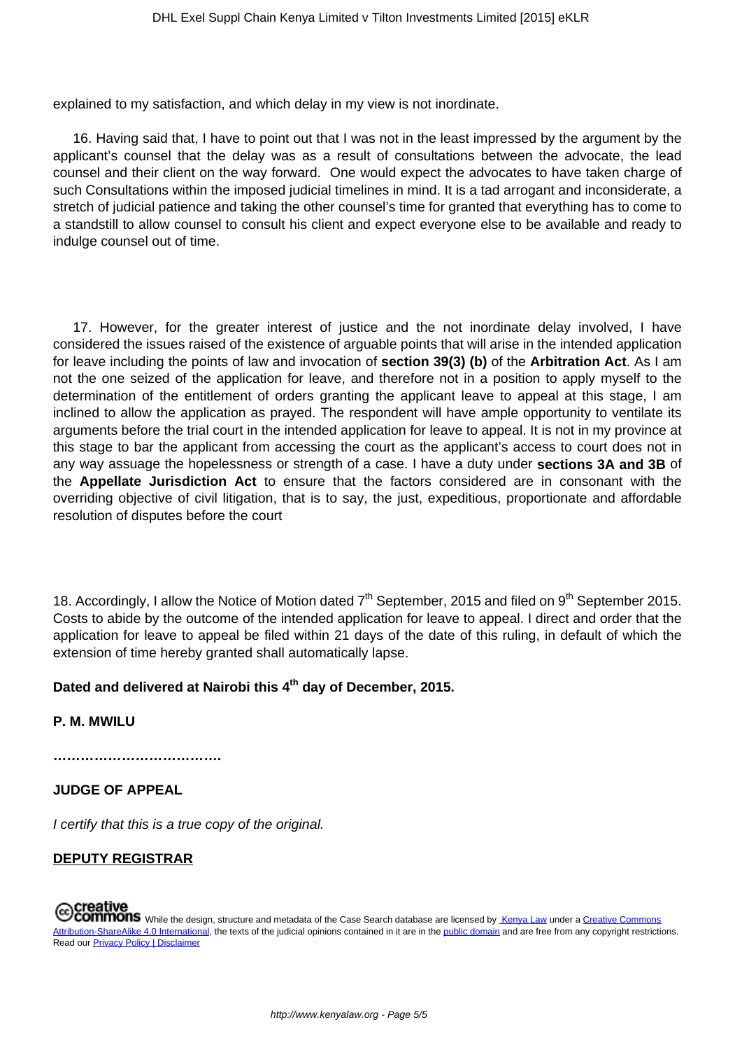explained to my satisfaction, and which delay in my view is not inordinate.

16. Having said that, I have to point out that I was not in the least impressed by the argument by the applicant's counsel that the delay was as a result of consultations between the advocate, the lead counsel and their client on the way forward. One would expect the advocates to have taken charge of such Consultations within the imposed judicial timelines in mind. It is a tad arrogant and inconsiderate, a stretch of judicial patience and taking the other counsel's time for granted that everything has to come to a standstill to allow counsel to consult his client and expect everyone else to be available and ready to indulge counsel out of time.

17. However, for the greater interest of justice and the not inordinate delay involved, I have considered the issues raised of the existence of arguable points that will arise in the intended application for leave including the points of law and invocation of **section 39(3) (b)** of the **Arbitration Act**. As I am not the one seized of the application for leave, and therefore not in a position to apply myself to the determination of the entitlement of orders granting the applicant leave to appeal at this stage, I am inclined to allow the application as prayed. The respondent will have ample opportunity to ventilate its arguments before the trial court in the intended application for leave to appeal. It is not in my province at this stage to bar the applicant from accessing the court as the applicant's access to court does not in any way assuage the hopelessness or strength of a case. I have a duty under **sections 3A and 3B** of the **Appellate Jurisdiction Act** to ensure that the factors considered are in consonant with the overriding objective of civil litigation, that is to say, the just, expeditious, proportionate and affordable resolution of disputes before the court

18. Accordingly, I allow the Notice of Motion dated 7th September, 2015 and filed on 9th September 2015. Costs to abide by the outcome of the intended application for leave to appeal. I direct and order that the application for leave to appeal be filed within 21 days of the date of this ruling, in default of which the extension of time hereby granted shall automatically lapse.

**Dated and delivered at Nairobi this 4th day of December, 2015.**

**P. M. MWILU**

**……………………………….**

**JUDGE OF APPEAL**

*I certify that this is a true copy of the original.*

**DEPUTY REGISTRAR**

While the design, structure and metadata of the Case Search database are licensed by Kenya Law under a Creative Commons Attribution-ShareAlike 4.0 International, the texts of the judicial opinions contained in it are in the public domain and are free from any copyright restrictions. Read our Privacy Policy | Disclaimer